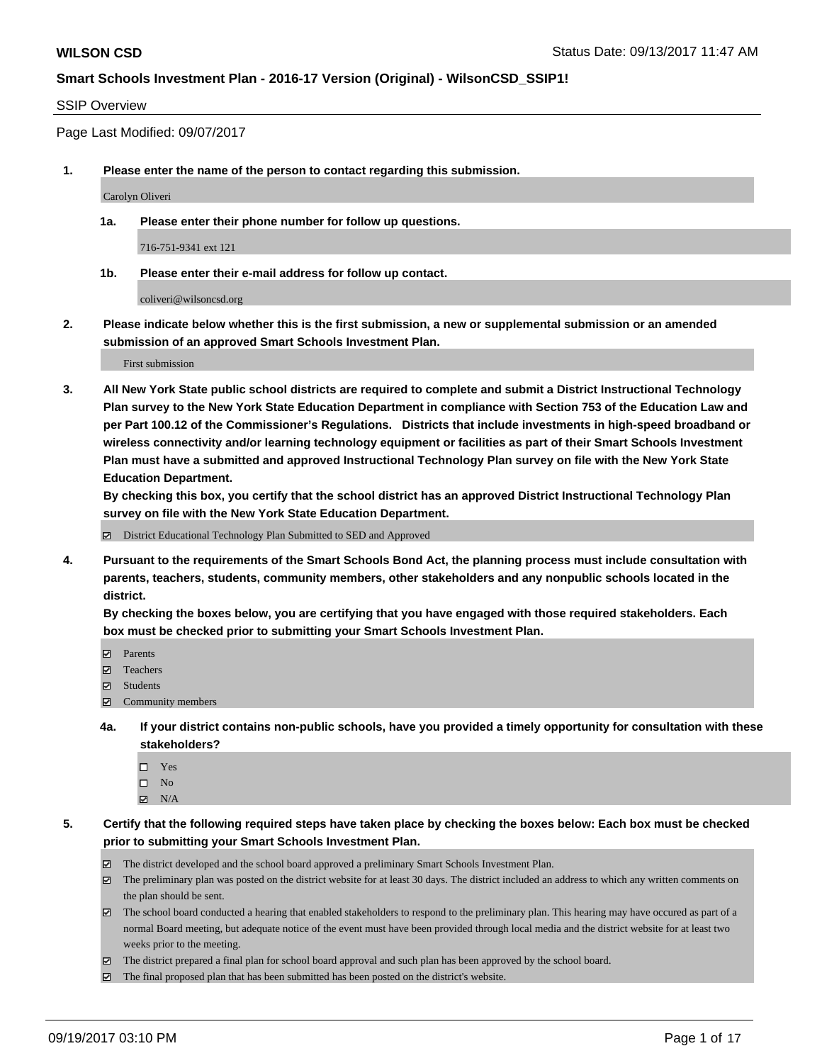# WILSON CSD

Status Date: 09/13/2017 11:47 AM

## Smart Schools Investment Plan - 2016-17 Version (Original) - WilsonCSD_SSIP1!

SSIP Overview

Page Last Modified: 09/07/2017

1. **Please enter the name of the person to contact regarding this submission.**

   Carolyn Oliveri

   1a. **Please enter their phone number for follow up questions.**

   716-751-9341 ext 121

   1b. **Please enter their e-mail address for follow up contact.**

   coliveri@wilsoncsd.org

2. **Please indicate below whether this is the first submission, a new or supplemental submission or an amended submission of an approved Smart Schools Investment Plan.**

   First submission

3. **All New York State public school districts are required to complete and submit a District Instructional Technology Plan survey to the New York State Education Department in compliance with Section 753 of the Education Law and per Part 100.12 of the Commissioner's Regulations. Districts that include investments in high-speed broadband or wireless connectivity and/or learning technology equipment or facilities as part of their Smart Schools Investment Plan must have a submitted and approved Instructional Technology Plan survey on file with the New York State Education Department.**
   **By checking this box, you certify that the school district has an approved District Instructional Technology Plan survey on file with the New York State Education Department.**

   ☑ District Educational Technology Plan Submitted to SED and Approved

4. **Pursuant to the requirements of the Smart Schools Bond Act, the planning process must include consultation with parents, teachers, students, community members, other stakeholders and any nonpublic schools located in the district.**
   **By checking the boxes below, you are certifying that you have engaged with those required stakeholders. Each box must be checked prior to submitting your Smart Schools Investment Plan.**

   ☑ Parents
   ☑ Teachers
   ☑ Students
   ☑ Community members

   4a. **If your district contains non-public schools, have you provided a timely opportunity for consultation with these stakeholders?**

   ☐ Yes
   ☐ No
   ☑ N/A

5. **Certify that the following required steps have taken place by checking the boxes below: Each box must be checked prior to submitting your Smart Schools Investment Plan.**

   ☑ The district developed and the school board approved a preliminary Smart Schools Investment Plan.
   ☑ The preliminary plan was posted on the district website for at least 30 days. The district included an address to which any written comments on the plan should be sent.
   ☑ The school board conducted a hearing that enabled stakeholders to respond to the preliminary plan. This hearing may have occured as part of a normal Board meeting, but adequate notice of the event must have been provided through local media and the district website for at least two weeks prior to the meeting.
   ☑ The district prepared a final plan for school board approval and such plan has been approved by the school board.
   ☑ The final proposed plan that has been submitted has been posted on the district's website.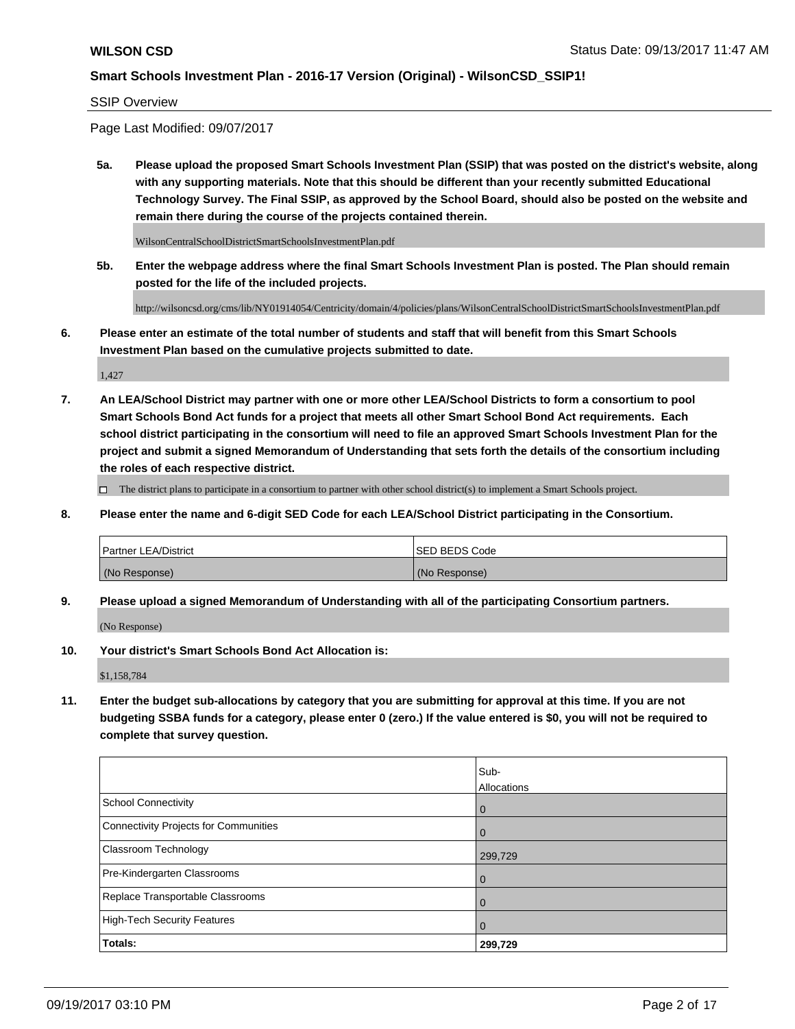SSIP Overview

Page Last Modified: 09/07/2017

**5a. Please upload the proposed Smart Schools Investment Plan (SSIP) that was posted on the district's website, along with any supporting materials. Note that this should be different than your recently submitted Educational Technology Survey. The Final SSIP, as approved by the School Board, should also be posted on the website and remain there during the course of the projects contained therein.**

WilsonCentralSchoolDistrictSmartSchoolsInvestmentPlan.pdf

**5b. Enter the webpage address where the final Smart Schools Investment Plan is posted. The Plan should remain posted for the life of the included projects.**

http://wilsoncsd.org/cms/lib/NY01914054/Centricity/domain/4/policies/plans/WilsonCentralSchoolDistrictSmartSchoolsInvestmentPlan.pdf

**6. Please enter an estimate of the total number of students and staff that will benefit from this Smart Schools Investment Plan based on the cumulative projects submitted to date.**

1,427

**7. An LEA/School District may partner with one or more other LEA/School Districts to form a consortium to pool Smart Schools Bond Act funds for a project that meets all other Smart School Bond Act requirements. Each school district participating in the consortium will need to file an approved Smart Schools Investment Plan for the project and submit a signed Memorandum of Understanding that sets forth the details of the consortium including the roles of each respective district.**

☐ The district plans to participate in a consortium to partner with other school district(s) to implement a Smart Schools project.

**8. Please enter the name and 6-digit SED Code for each LEA/School District participating in the Consortium.**

| Partner LEA/District | SED BEDS Code |
|---|---|
| (No Response) | (No Response) |

**9. Please upload a signed Memorandum of Understanding with all of the participating Consortium partners.**

(No Response)

**10. Your district's Smart Schools Bond Act Allocation is:**

$1,158,784

**11. Enter the budget sub-allocations by category that you are submitting for approval at this time. If you are not budgeting SSBA funds for a category, please enter 0 (zero.) If the value entered is $0, you will not be required to complete that survey question.**

| | Sub-Allocations |
|---|---|
| School Connectivity | 0 |
| Connectivity Projects for Communities | 0 |
| Classroom Technology | 299,729 |
| Pre-Kindergarten Classrooms | 0 |
| Replace Transportable Classrooms | 0 |
| High-Tech Security Features | 0 |
| **Totals:** | **299,729** |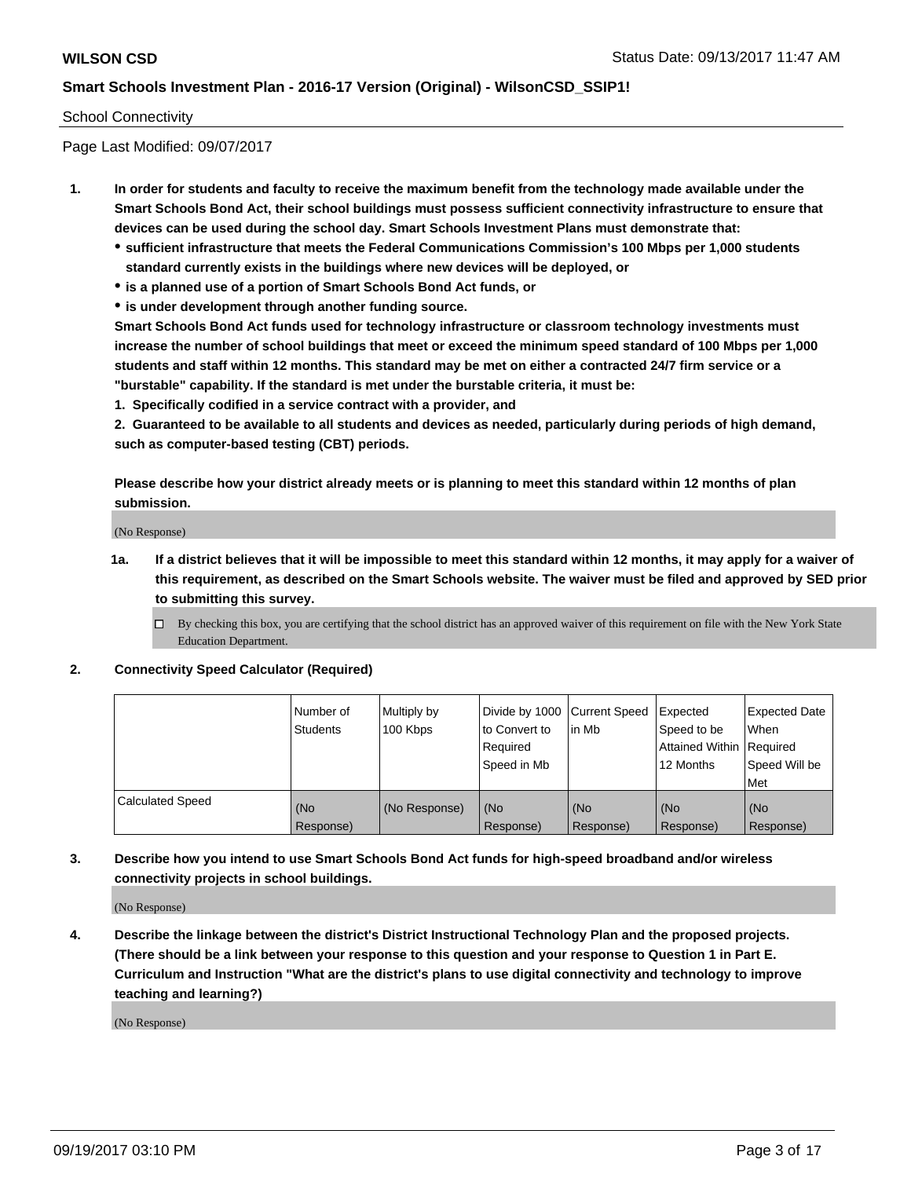School Connectivity

Page Last Modified: 09/07/2017

1. **In order for students and faculty to receive the maximum benefit from the technology made available under the Smart Schools Bond Act, their school buildings must possess sufficient connectivity infrastructure to ensure that devices can be used during the school day. Smart Schools Investment Plans must demonstrate that:**
   - **sufficient infrastructure that meets the Federal Communications Commission's 100 Mbps per 1,000 students standard currently exists in the buildings where new devices will be deployed, or**
   - **is a planned use of a portion of Smart Schools Bond Act funds, or**
   - **is under development through another funding source.**

   **Smart Schools Bond Act funds used for technology infrastructure or classroom technology investments must increase the number of school buildings that meet or exceed the minimum speed standard of 100 Mbps per 1,000 students and staff within 12 months. This standard may be met on either a contracted 24/7 firm service or a "burstable" capability. If the standard is met under the burstable criteria, it must be:**

   **1. Specifically codified in a service contract with a provider, and**

   **2. Guaranteed to be available to all students and devices as needed, particularly during periods of high demand, such as computer-based testing (CBT) periods.**

   **Please describe how your district already meets or is planning to meet this standard within 12 months of plan submission.**

   (No Response)

   **1a. If a district believes that it will be impossible to meet this standard within 12 months, it may apply for a waiver of this requirement, as described on the Smart Schools website. The waiver must be filed and approved by SED prior to submitting this survey.**

   ☐ By checking this box, you are certifying that the school district has an approved waiver of this requirement on file with the New York State Education Department.

2. **Connectivity Speed Calculator (Required)**

| | Number of Students | Multiply by 100 Kbps | Divide by 1000 to Convert to Required Speed in Mb | Current Speed in Mb | Expected Speed to be Attained Within 12 Months | Expected Date When Required Speed Will be Met |
|---|---|---|---|---|---|---|
| Calculated Speed | (No Response) | (No Response) | (No Response) | (No Response) | (No Response) | (No Response) |

3. **Describe how you intend to use Smart Schools Bond Act funds for high-speed broadband and/or wireless connectivity projects in school buildings.**

   (No Response)

4. **Describe the linkage between the district's District Instructional Technology Plan and the proposed projects. (There should be a link between your response to this question and your response to Question 1 in Part E. Curriculum and Instruction "What are the district's plans to use digital connectivity and technology to improve teaching and learning?)**

   (No Response)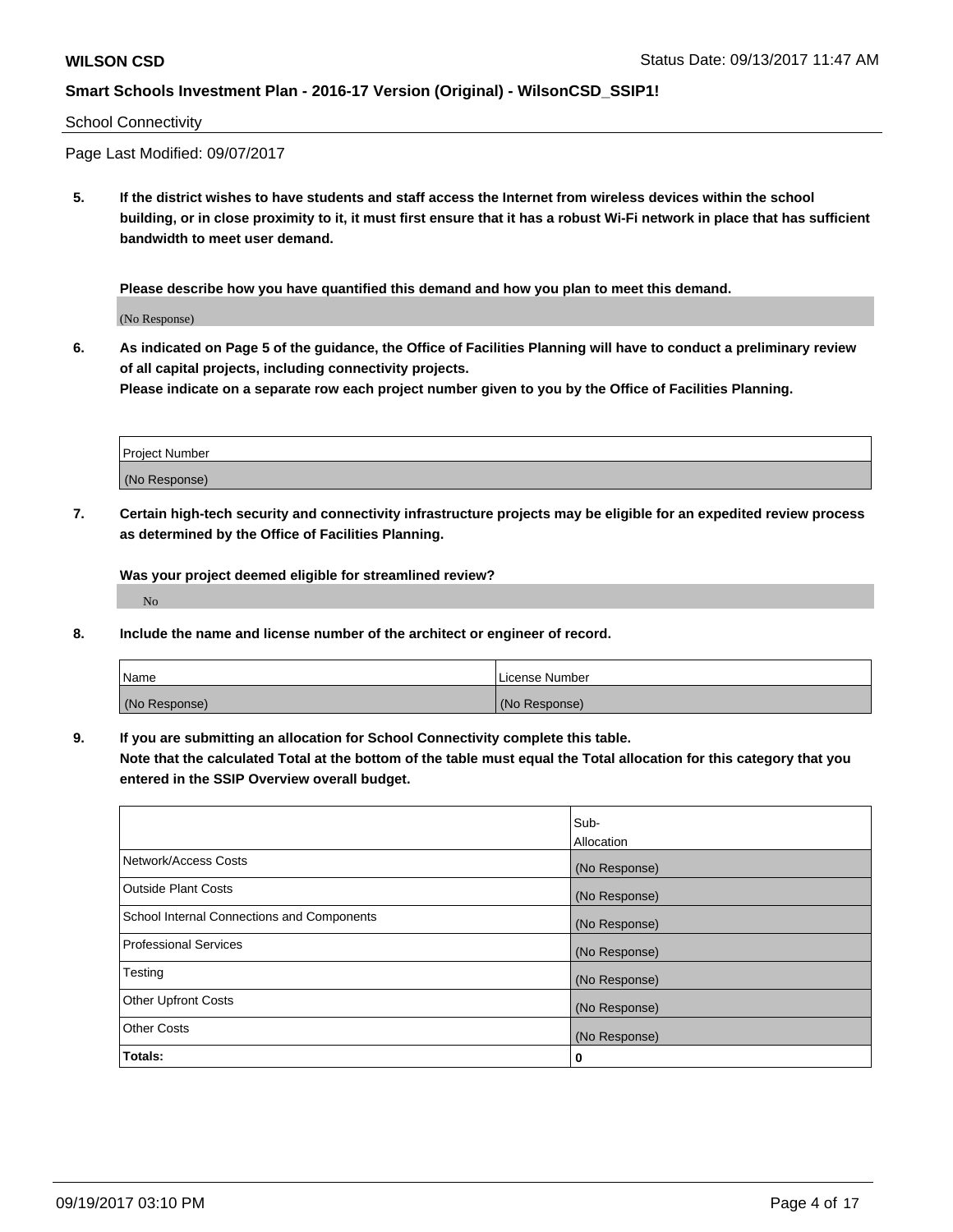School Connectivity

Page Last Modified: 09/07/2017

**5. If the district wishes to have students and staff access the Internet from wireless devices within the school building, or in close proximity to it, it must first ensure that it has a robust Wi-Fi network in place that has sufficient bandwidth to meet user demand.**

**Please describe how you have quantified this demand and how you plan to meet this demand.**

(No Response)

**6. As indicated on Page 5 of the guidance, the Office of Facilities Planning will have to conduct a preliminary review of all capital projects, including connectivity projects.**
**Please indicate on a separate row each project number given to you by the Office of Facilities Planning.**

| Project Number |
|---|
| (No Response) |

**7. Certain high-tech security and connectivity infrastructure projects may be eligible for an expedited review process as determined by the Office of Facilities Planning.**

**Was your project deemed eligible for streamlined review?**

No

**8. Include the name and license number of the architect or engineer of record.**

| Name | License Number |
|---|---|
| (No Response) | (No Response) |

**9. If you are submitting an allocation for School Connectivity complete this table.**
**Note that the calculated Total at the bottom of the table must equal the Total allocation for this category that you entered in the SSIP Overview overall budget.**

| | Sub-Allocation |
|---|---|
| Network/Access Costs | (No Response) |
| Outside Plant Costs | (No Response) |
| School Internal Connections and Components | (No Response) |
| Professional Services | (No Response) |
| Testing | (No Response) |
| Other Upfront Costs | (No Response) |
| Other Costs | (No Response) |
| **Totals:** | **0** |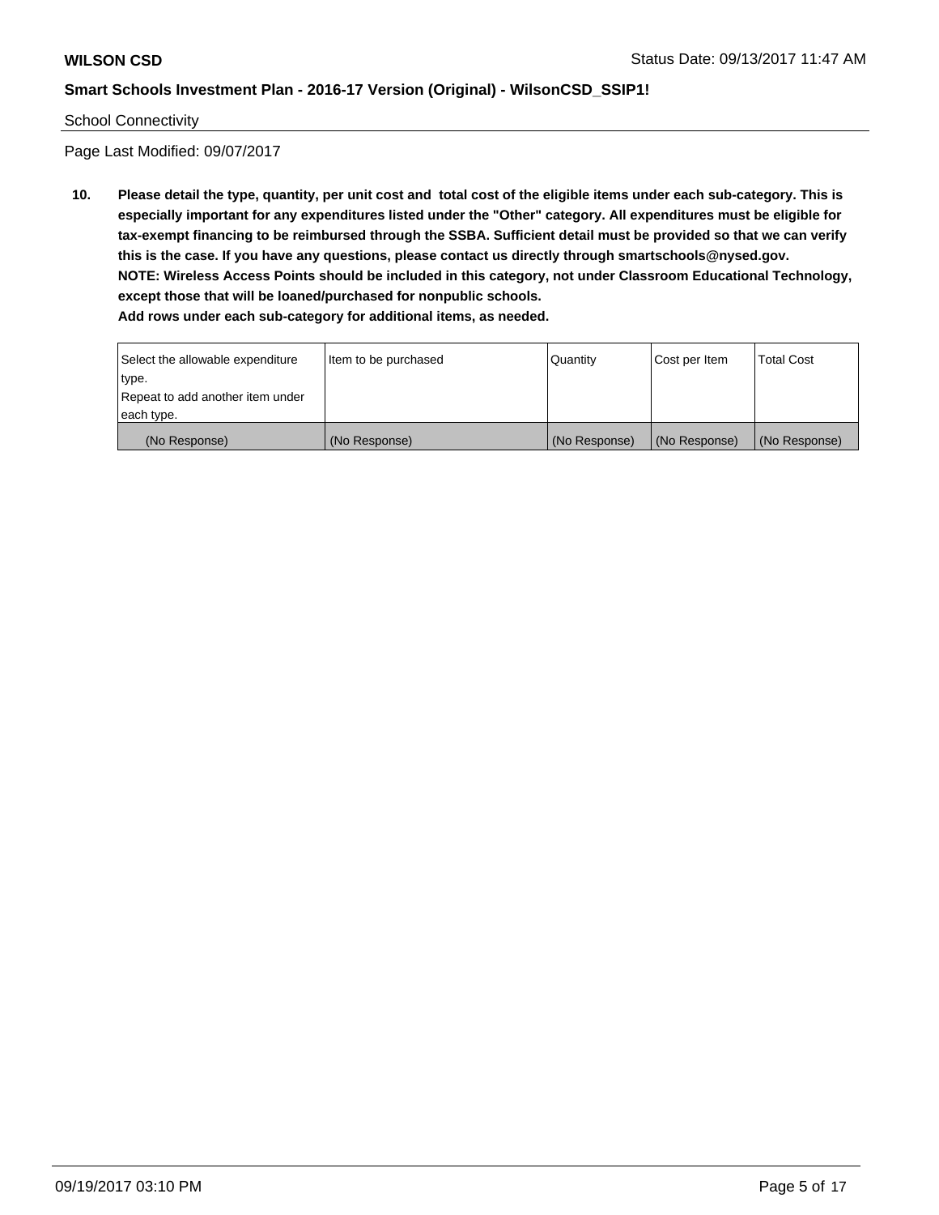School Connectivity

Page Last Modified: 09/07/2017

**10. Please detail the type, quantity, per unit cost and total cost of the eligible items under each sub-category. This is especially important for any expenditures listed under the "Other" category. All expenditures must be eligible for tax-exempt financing to be reimbursed through the SSBA. Sufficient detail must be provided so that we can verify this is the case. If you have any questions, please contact us directly through smartschools@nysed.gov.**
**NOTE: Wireless Access Points should be included in this category, not under Classroom Educational Technology, except those that will be loaned/purchased for nonpublic schools.**
**Add rows under each sub-category for additional items, as needed.**

| Select the allowable expenditure type. Repeat to add another item under each type. | Item to be purchased | Quantity | Cost per Item | Total Cost |
|---|---|---|---|---|
| (No Response) | (No Response) | (No Response) | (No Response) | (No Response) |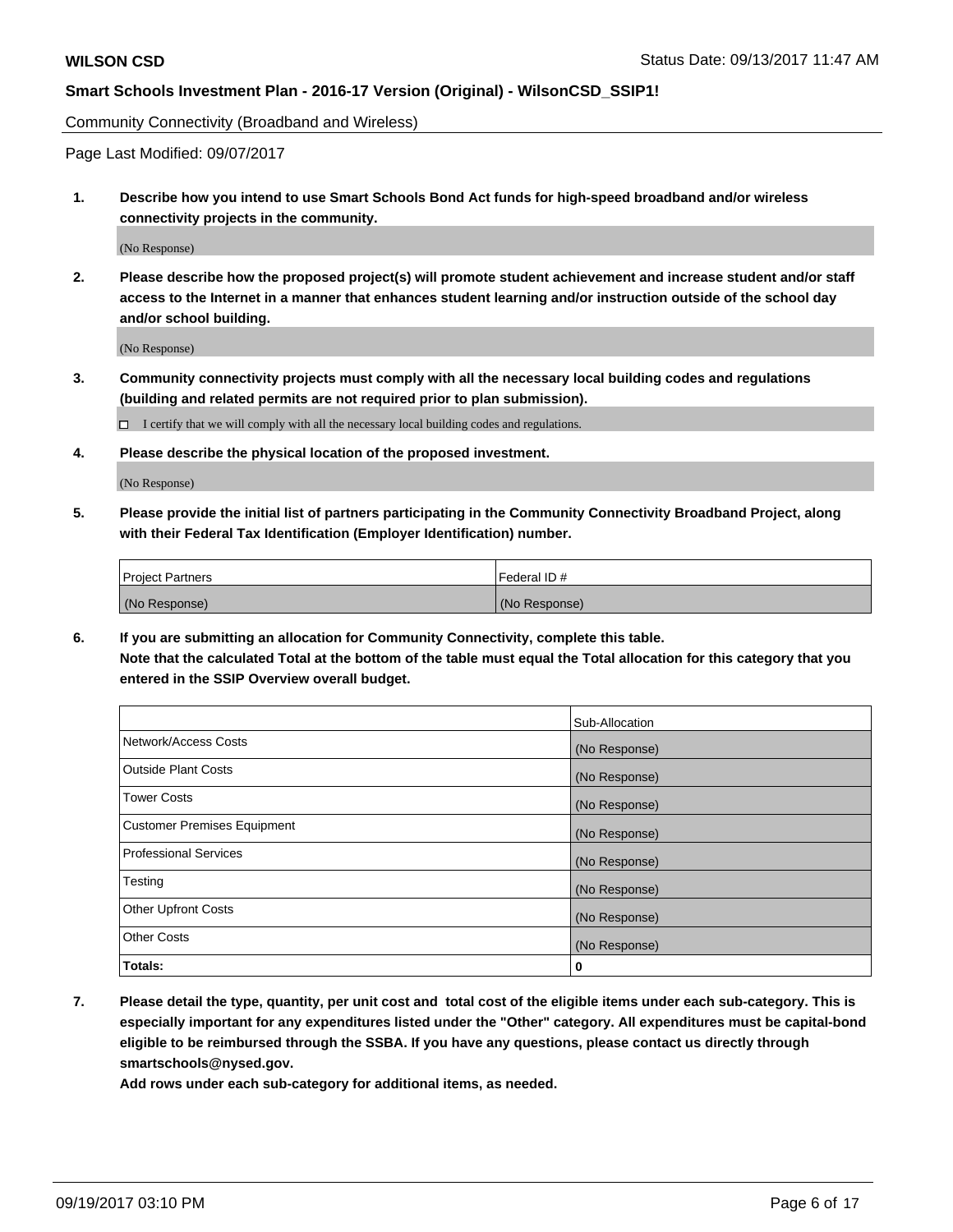Community Connectivity (Broadband and Wireless)

Page Last Modified: 09/07/2017

**1. Describe how you intend to use Smart Schools Bond Act funds for high-speed broadband and/or wireless connectivity projects in the community.**

(No Response)

**2. Please describe how the proposed project(s) will promote student achievement and increase student and/or staff access to the Internet in a manner that enhances student learning and/or instruction outside of the school day and/or school building.**

(No Response)

**3. Community connectivity projects must comply with all the necessary local building codes and regulations (building and related permits are not required prior to plan submission).**

☐ I certify that we will comply with all the necessary local building codes and regulations.

**4. Please describe the physical location of the proposed investment.**

(No Response)

**5. Please provide the initial list of partners participating in the Community Connectivity Broadband Project, along with their Federal Tax Identification (Employer Identification) number.**

| Project Partners | Federal ID # |
|---|---|
| (No Response) | (No Response) |

**6. If you are submitting an allocation for Community Connectivity, complete this table.**
**Note that the calculated Total at the bottom of the table must equal the Total allocation for this category that you entered in the SSIP Overview overall budget.**

| | Sub-Allocation |
|---|---|
| Network/Access Costs | (No Response) |
| Outside Plant Costs | (No Response) |
| Tower Costs | (No Response) |
| Customer Premises Equipment | (No Response) |
| Professional Services | (No Response) |
| Testing | (No Response) |
| Other Upfront Costs | (No Response) |
| Other Costs | (No Response) |
| **Totals:** | **0** |

**7. Please detail the type, quantity, per unit cost and total cost of the eligible items under each sub-category. This is especially important for any expenditures listed under the "Other" category. All expenditures must be capital-bond eligible to be reimbursed through the SSBA. If you have any questions, please contact us directly through smartschools@nysed.gov.**

**Add rows under each sub-category for additional items, as needed.**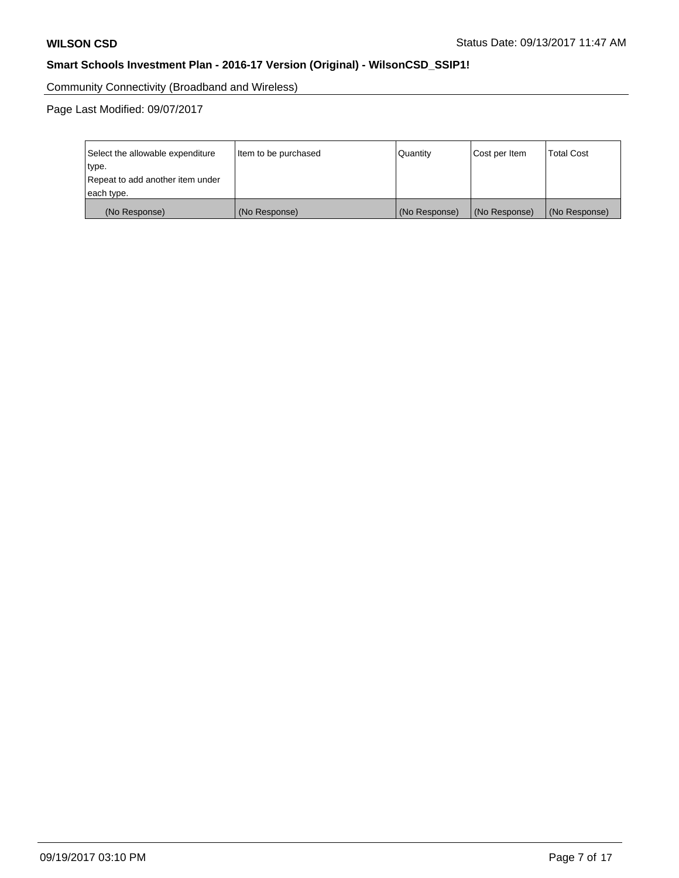Community Connectivity (Broadband and Wireless)

Page Last Modified: 09/07/2017

| Select the allowable expenditure type.<br>Repeat to add another item under each type. | Item to be purchased | Quantity | Cost per Item | Total Cost |
|---|---|---|---|---|
| (No Response) | (No Response) | (No Response) | (No Response) | (No Response) |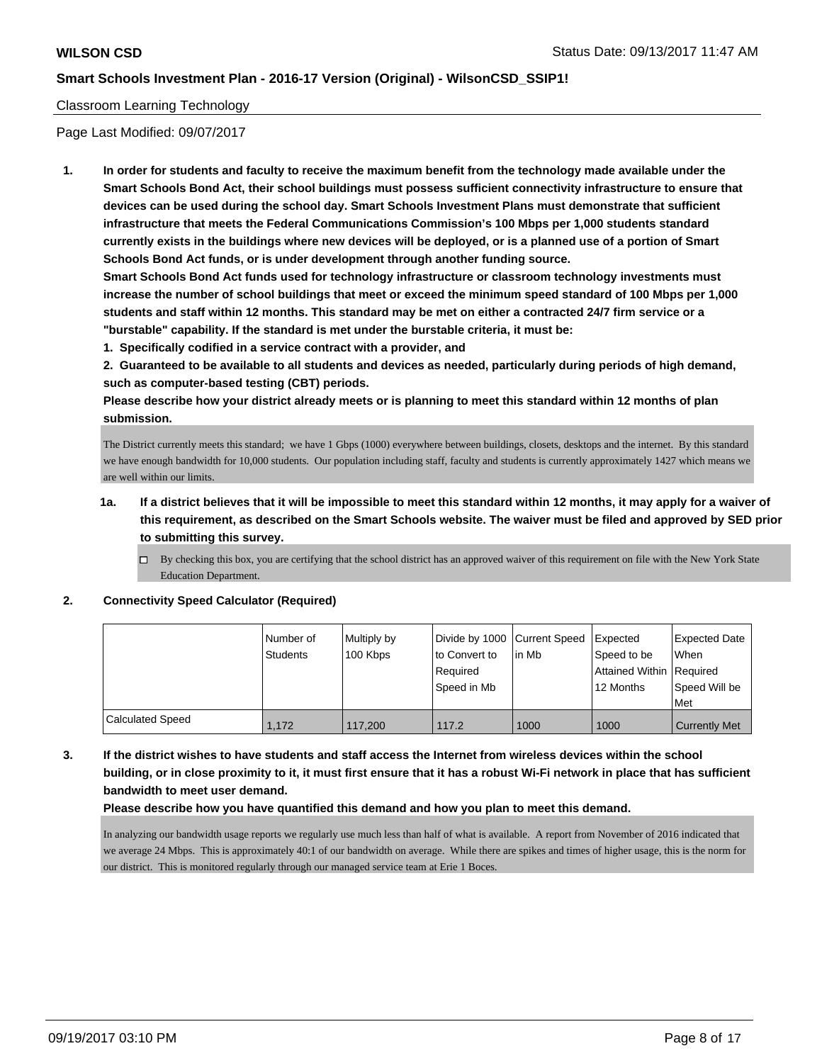Classroom Learning Technology

Page Last Modified: 09/07/2017

1. **In order for students and faculty to receive the maximum benefit from the technology made available under the Smart Schools Bond Act, their school buildings must possess sufficient connectivity infrastructure to ensure that devices can be used during the school day. Smart Schools Investment Plans must demonstrate that sufficient infrastructure that meets the Federal Communications Commission's 100 Mbps per 1,000 students standard currently exists in the buildings where new devices will be deployed, or is a planned use of a portion of Smart Schools Bond Act funds, or is under development through another funding source.**
   **Smart Schools Bond Act funds used for technology infrastructure or classroom technology investments must increase the number of school buildings that meet or exceed the minimum speed standard of 100 Mbps per 1,000 students and staff within 12 months. This standard may be met on either a contracted 24/7 firm service or a "burstable" capability. If the standard is met under the burstable criteria, it must be:**
   **1. Specifically codified in a service contract with a provider, and**
   **2. Guaranteed to be available to all students and devices as needed, particularly during periods of high demand, such as computer-based testing (CBT) periods.**
   **Please describe how your district already meets or is planning to meet this standard within 12 months of plan submission.**

   The District currently meets this standard; we have 1 Gbps (1000) everywhere between buildings, closets, desktops and the internet. By this standard we have enough bandwidth for 10,000 students. Our population including staff, faculty and students is currently approximately 1427 which means we are well within our limits.

   1a. **If a district believes that it will be impossible to meet this standard within 12 months, it may apply for a waiver of this requirement, as described on the Smart Schools website. The waiver must be filed and approved by SED prior to submitting this survey.**

   - [ ] By checking this box, you are certifying that the school district has an approved waiver of this requirement on file with the New York State Education Department.

2. **Connectivity Speed Calculator (Required)**

| | Number of Students | Multiply by 100 Kbps | Divide by 1000 to Convert to Required Speed in Mb | Current Speed in Mb | Expected Speed to be Attained Within 12 Months | Expected Date When Required Speed Will be Met |
|---|---|---|---|---|---|---|
| Calculated Speed | 1,172 | 117,200 | 117.2 | 1000 | 1000 | Currently Met |

3. **If the district wishes to have students and staff access the Internet from wireless devices within the school building, or in close proximity to it, it must first ensure that it has a robust Wi-Fi network in place that has sufficient bandwidth to meet user demand.**
   **Please describe how you have quantified this demand and how you plan to meet this demand.**

   In analyzing our bandwidth usage reports we regularly use much less than half of what is available. A report from November of 2016 indicated that we average 24 Mbps. This is approximately 40:1 of our bandwidth on average. While there are spikes and times of higher usage, this is the norm for our district. This is monitored regularly through our managed service team at Erie 1 Boces.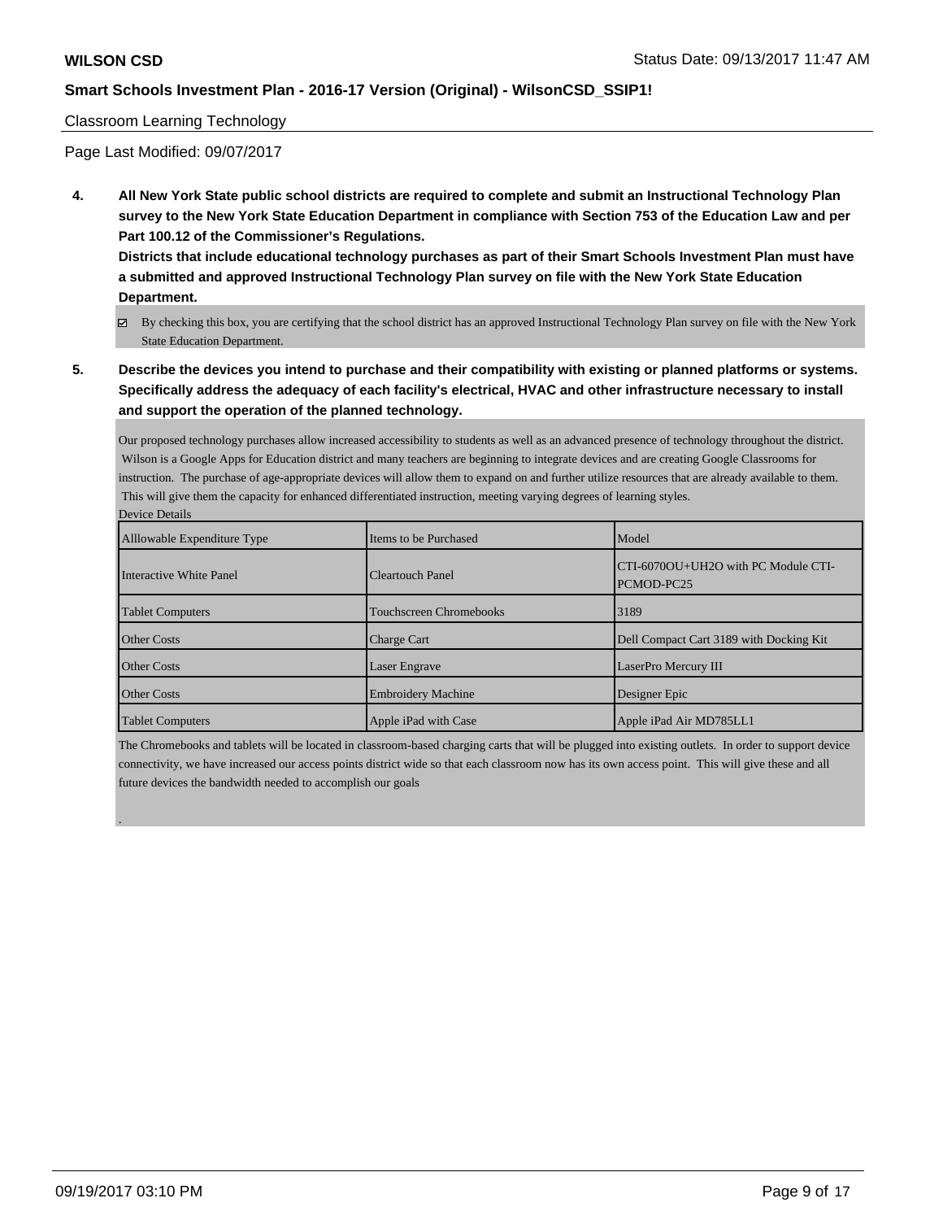Classroom Learning Technology

Page Last Modified: 09/07/2017

**4. All New York State public school districts are required to complete and submit an Instructional Technology Plan survey to the New York State Education Department in compliance with Section 753 of the Education Law and per Part 100.12 of the Commissioner's Regulations.**

**Districts that include educational technology purchases as part of their Smart Schools Investment Plan must have a submitted and approved Instructional Technology Plan survey on file with the New York State Education Department.**

☑ By checking this box, you are certifying that the school district has an approved Instructional Technology Plan survey on file with the New York State Education Department.

**5. Describe the devices you intend to purchase and their compatibility with existing or planned platforms or systems. Specifically address the adequacy of each facility's electrical, HVAC and other infrastructure necessary to install and support the operation of the planned technology.**

Our proposed technology purchases allow increased accessibility to students as well as an advanced presence of technology throughout the district. Wilson is a Google Apps for Education district and many teachers are beginning to integrate devices and are creating Google Classrooms for instruction. The purchase of age-appropriate devices will allow them to expand on and further utilize resources that are already available to them. This will give them the capacity for enhanced differentiated instruction, meeting varying degrees of learning styles.

Device Details

| Alllowable Expenditure Type | Items to be Purchased | Model |
|---|---|---|
| Interactive White Panel | Cleartouch Panel | CTI-6070OU+UH2O with PC Module CTI-PCMOD-PC25 |
| Tablet Computers | Touchscreen Chromebooks | 3189 |
| Other Costs | Charge Cart | Dell Compact Cart 3189 with Docking Kit |
| Other Costs | Laser Engrave | LaserPro Mercury III |
| Other Costs | Embroidery Machine | Designer Epic |
| Tablet Computers | Apple iPad with Case | Apple iPad Air MD785LL1 |

The Chromebooks and tablets will be located in classroom-based charging carts that will be plugged into existing outlets. In order to support device connectivity, we have increased our access points district wide so that each classroom now has its own access point. This will give these and all future devices the bandwidth needed to accomplish our goals

.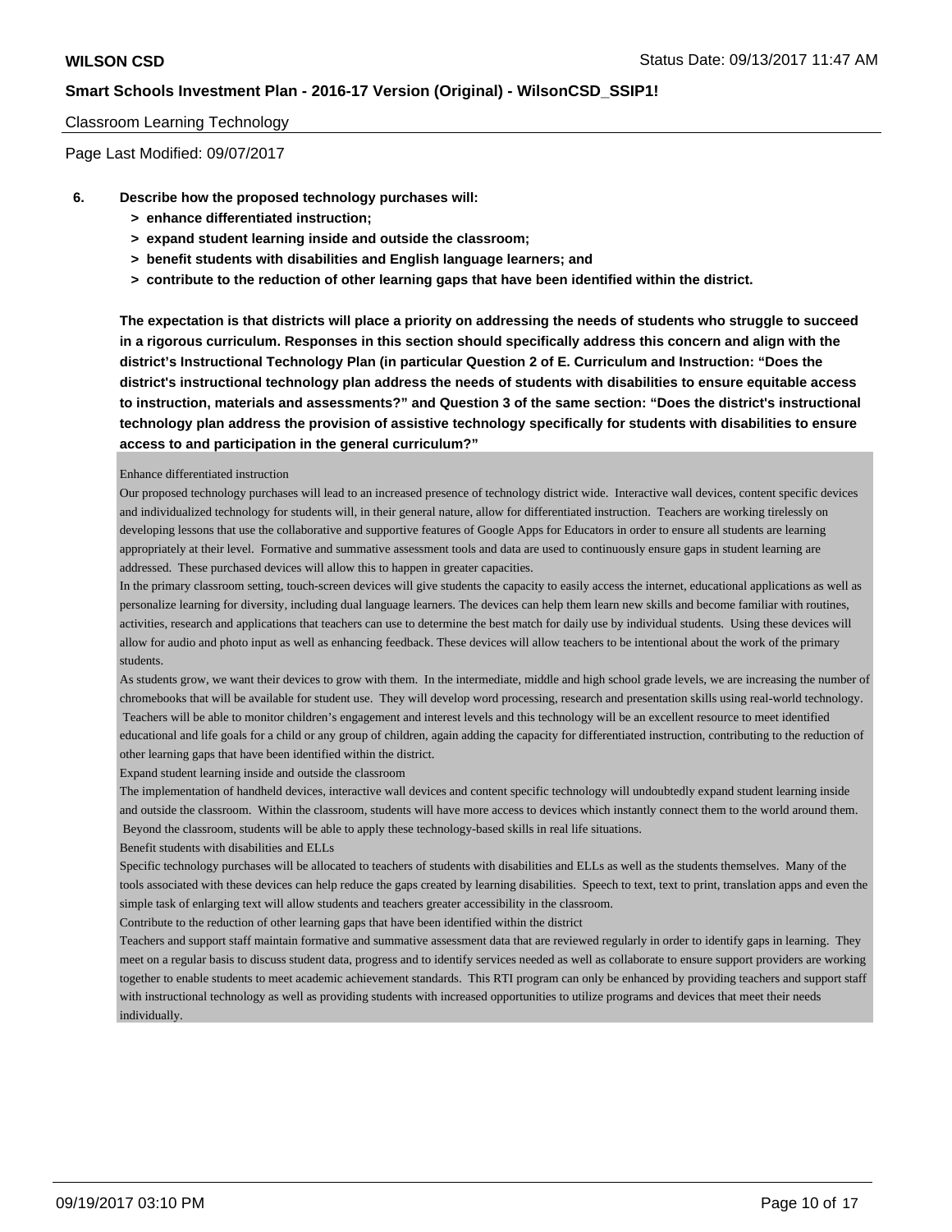## Classroom Learning Technology

Page Last Modified: 09/07/2017

6. **Describe how the proposed technology purchases will:**
   - **> enhance differentiated instruction;**
   - **> expand student learning inside and outside the classroom;**
   - **> benefit students with disabilities and English language learners; and**
   - **> contribute to the reduction of other learning gaps that have been identified within the district.**

   **The expectation is that districts will place a priority on addressing the needs of students who struggle to succeed in a rigorous curriculum. Responses in this section should specifically address this concern and align with the district's Instructional Technology Plan (in particular Question 2 of E. Curriculum and Instruction: "Does the district's instructional technology plan address the needs of students with disabilities to ensure equitable access to instruction, materials and assessments?" and Question 3 of the same section: "Does the district's instructional technology plan address the provision of assistive technology specifically for students with disabilities to ensure access to and participation in the general curriculum?"**

Enhance differentiated instruction

Our proposed technology purchases will lead to an increased presence of technology district wide. Interactive wall devices, content specific devices and individualized technology for students will, in their general nature, allow for differentiated instruction. Teachers are working tirelessly on developing lessons that use the collaborative and supportive features of Google Apps for Educators in order to ensure all students are learning appropriately at their level. Formative and summative assessment tools and data are used to continuously ensure gaps in student learning are addressed. These purchased devices will allow this to happen in greater capacities.

In the primary classroom setting, touch-screen devices will give students the capacity to easily access the internet, educational applications as well as personalize learning for diversity, including dual language learners. The devices can help them learn new skills and become familiar with routines, activities, research and applications that teachers can use to determine the best match for daily use by individual students. Using these devices will allow for audio and photo input as well as enhancing feedback. These devices will allow teachers to be intentional about the work of the primary students.

As students grow, we want their devices to grow with them. In the intermediate, middle and high school grade levels, we are increasing the number of chromebooks that will be available for student use. They will develop word processing, research and presentation skills using real-world technology. Teachers will be able to monitor children's engagement and interest levels and this technology will be an excellent resource to meet identified educational and life goals for a child or any group of children, again adding the capacity for differentiated instruction, contributing to the reduction of other learning gaps that have been identified within the district.

Expand student learning inside and outside the classroom

The implementation of handheld devices, interactive wall devices and content specific technology will undoubtedly expand student learning inside and outside the classroom. Within the classroom, students will have more access to devices which instantly connect them to the world around them. Beyond the classroom, students will be able to apply these technology-based skills in real life situations.

Benefit students with disabilities and ELLs

Specific technology purchases will be allocated to teachers of students with disabilities and ELLs as well as the students themselves. Many of the tools associated with these devices can help reduce the gaps created by learning disabilities. Speech to text, text to print, translation apps and even the simple task of enlarging text will allow students and teachers greater accessibility in the classroom.

Contribute to the reduction of other learning gaps that have been identified within the district

Teachers and support staff maintain formative and summative assessment data that are reviewed regularly in order to identify gaps in learning. They meet on a regular basis to discuss student data, progress and to identify services needed as well as collaborate to ensure support providers are working together to enable students to meet academic achievement standards. This RTI program can only be enhanced by providing teachers and support staff with instructional technology as well as providing students with increased opportunities to utilize programs and devices that meet their needs individually.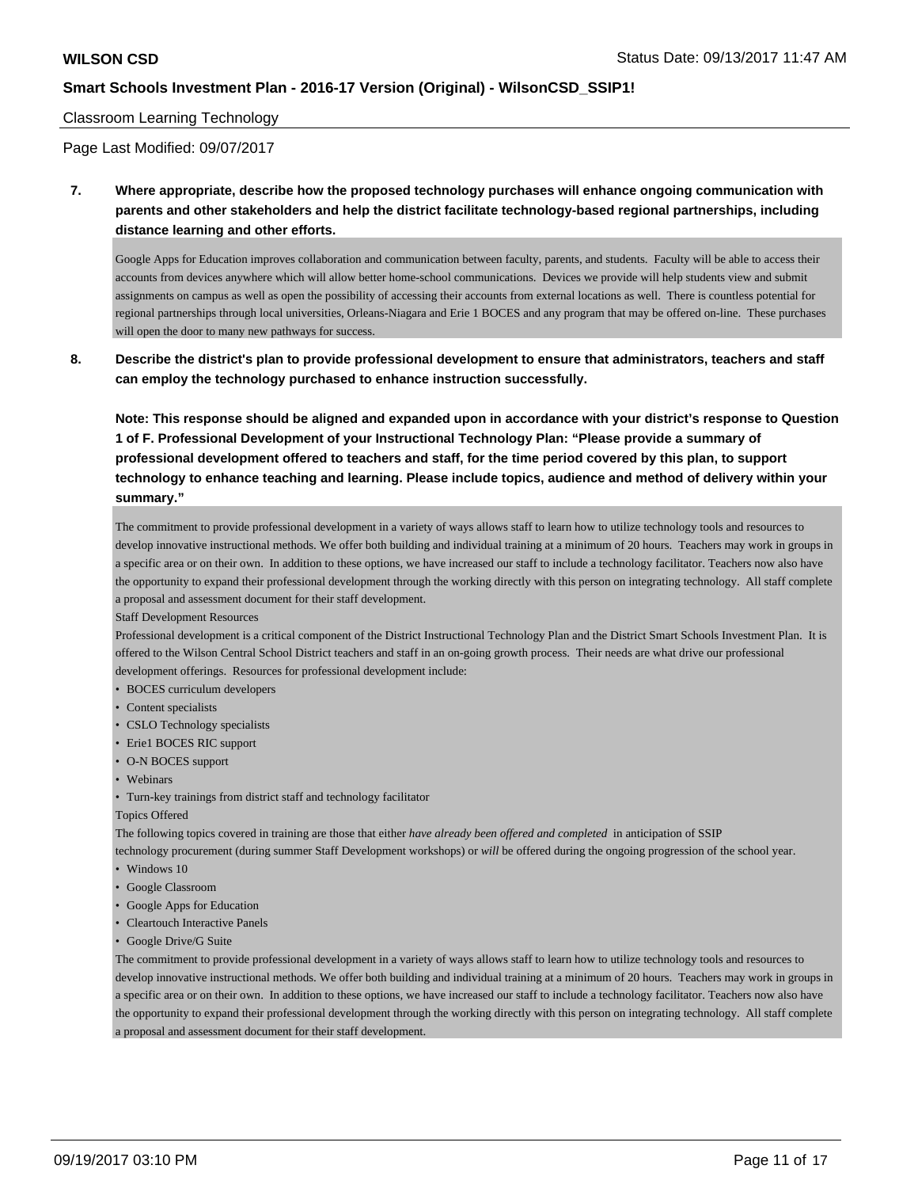Classroom Learning Technology

Page Last Modified: 09/07/2017

**7. Where appropriate, describe how the proposed technology purchases will enhance ongoing communication with parents and other stakeholders and help the district facilitate technology-based regional partnerships, including distance learning and other efforts.**

Google Apps for Education improves collaboration and communication between faculty, parents, and students. Faculty will be able to access their accounts from devices anywhere which will allow better home-school communications. Devices we provide will help students view and submit assignments on campus as well as open the possibility of accessing their accounts from external locations as well. There is countless potential for regional partnerships through local universities, Orleans-Niagara and Erie 1 BOCES and any program that may be offered on-line. These purchases will open the door to many new pathways for success.

**8. Describe the district's plan to provide professional development to ensure that administrators, teachers and staff can employ the technology purchased to enhance instruction successfully.**

**Note: This response should be aligned and expanded upon in accordance with your district's response to Question 1 of F. Professional Development of your Instructional Technology Plan: "Please provide a summary of professional development offered to teachers and staff, for the time period covered by this plan, to support technology to enhance teaching and learning. Please include topics, audience and method of delivery within your summary."**

The commitment to provide professional development in a variety of ways allows staff to learn how to utilize technology tools and resources to develop innovative instructional methods. We offer both building and individual training at a minimum of 20 hours. Teachers may work in groups in a specific area or on their own. In addition to these options, we have increased our staff to include a technology facilitator. Teachers now also have the opportunity to expand their professional development through the working directly with this person on integrating technology. All staff complete a proposal and assessment document for their staff development.

Staff Development Resources

Professional development is a critical component of the District Instructional Technology Plan and the District Smart Schools Investment Plan. It is offered to the Wilson Central School District teachers and staff in an on-going growth process. Their needs are what drive our professional development offerings. Resources for professional development include:

- BOCES curriculum developers
- Content specialists
- CSLO Technology specialists
- Erie1 BOCES RIC support
- O-N BOCES support
- Webinars
- Turn-key trainings from district staff and technology facilitator

Topics Offered

The following topics covered in training are those that either *have already been offered and completed* in anticipation of SSIP technology procurement (during summer Staff Development workshops) or *will* be offered during the ongoing progression of the school year.

- Windows 10
- Google Classroom
- Google Apps for Education
- Cleartouch Interactive Panels
- Google Drive/G Suite

The commitment to provide professional development in a variety of ways allows staff to learn how to utilize technology tools and resources to develop innovative instructional methods. We offer both building and individual training at a minimum of 20 hours. Teachers may work in groups in a specific area or on their own. In addition to these options, we have increased our staff to include a technology facilitator. Teachers now also have the opportunity to expand their professional development through the working directly with this person on integrating technology. All staff complete a proposal and assessment document for their staff development.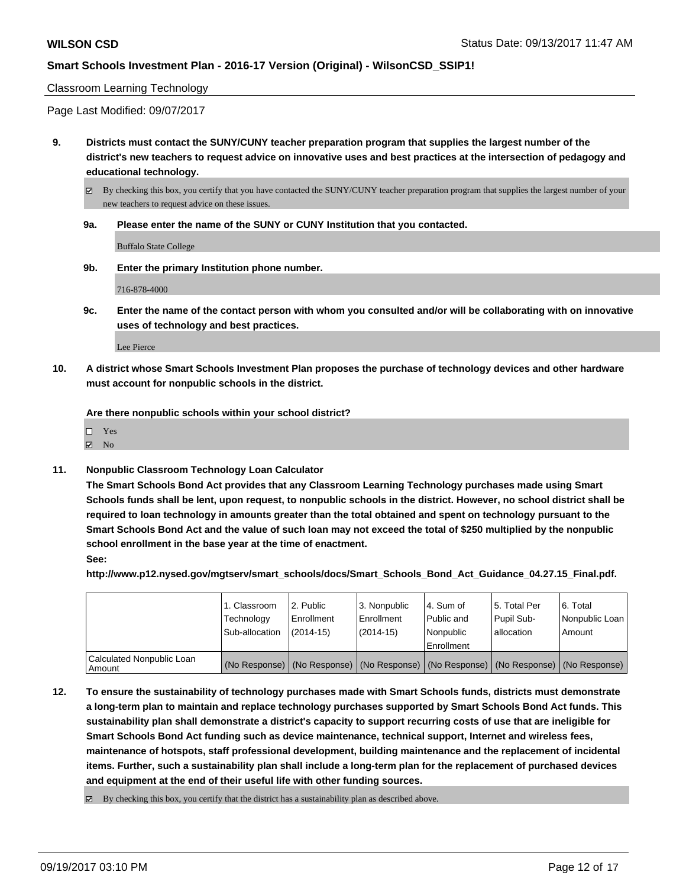Classroom Learning Technology

Page Last Modified: 09/07/2017

**9. Districts must contact the SUNY/CUNY teacher preparation program that supplies the largest number of the district's new teachers to request advice on innovative uses and best practices at the intersection of pedagogy and educational technology.**

☑ By checking this box, you certify that you have contacted the SUNY/CUNY teacher preparation program that supplies the largest number of your new teachers to request advice on these issues.

**9a. Please enter the name of the SUNY or CUNY Institution that you contacted.**

Buffalo State College

**9b. Enter the primary Institution phone number.**

716-878-4000

**9c. Enter the name of the contact person with whom you consulted and/or will be collaborating with on innovative uses of technology and best practices.**

Lee Pierce

**10. A district whose Smart Schools Investment Plan proposes the purchase of technology devices and other hardware must account for nonpublic schools in the district.**

**Are there nonpublic schools within your school district?**

☐ Yes
☑ No

**11. Nonpublic Classroom Technology Loan Calculator**

**The Smart Schools Bond Act provides that any Classroom Learning Technology purchases made using Smart Schools funds shall be lent, upon request, to nonpublic schools in the district. However, no school district shall be required to loan technology in amounts greater than the total obtained and spent on technology pursuant to the Smart Schools Bond Act and the value of such loan may not exceed the total of $250 multiplied by the nonpublic school enrollment in the base year at the time of enactment.**

**See:**

**http://www.p12.nysed.gov/mgtserv/smart_schools/docs/Smart_Schools_Bond_Act_Guidance_04.27.15_Final.pdf.**

| | 1. Classroom Technology Sub-allocation | 2. Public Enrollment (2014-15) | 3. Nonpublic Enrollment (2014-15) | 4. Sum of Public and Nonpublic Enrollment | 5. Total Per Pupil Sub-allocation | 6. Total Nonpublic Loan Amount |
|---|---|---|---|---|---|---|
| Calculated Nonpublic Loan Amount | (No Response) | (No Response) | (No Response) | (No Response) | (No Response) | (No Response) |

**12. To ensure the sustainability of technology purchases made with Smart Schools funds, districts must demonstrate a long-term plan to maintain and replace technology purchases supported by Smart Schools Bond Act funds. This sustainability plan shall demonstrate a district's capacity to support recurring costs of use that are ineligible for Smart Schools Bond Act funding such as device maintenance, technical support, Internet and wireless fees, maintenance of hotspots, staff professional development, building maintenance and the replacement of incidental items. Further, such a sustainability plan shall include a long-term plan for the replacement of purchased devices and equipment at the end of their useful life with other funding sources.**

☑ By checking this box, you certify that the district has a sustainability plan as described above.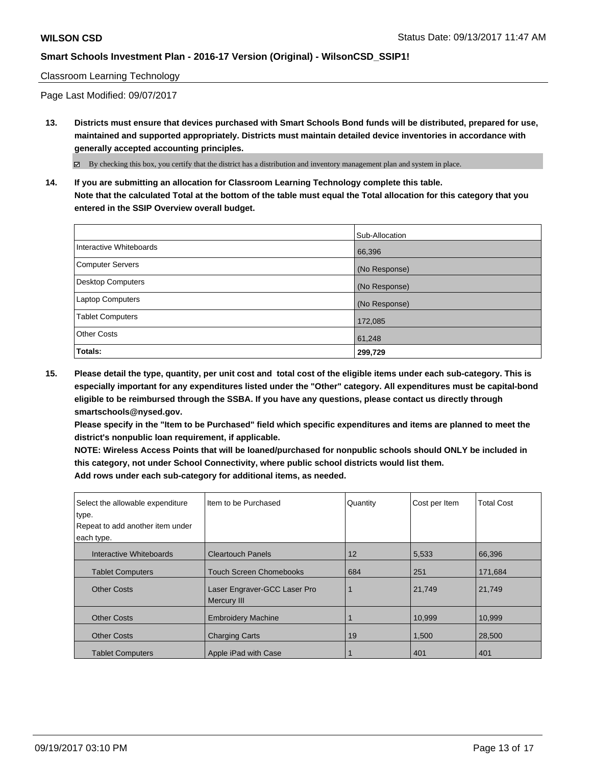Classroom Learning Technology

Page Last Modified: 09/07/2017

**13. Districts must ensure that devices purchased with Smart Schools Bond funds will be distributed, prepared for use, maintained and supported appropriately. Districts must maintain detailed device inventories in accordance with generally accepted accounting principles.**

☑ By checking this box, you certify that the district has a distribution and inventory management plan and system in place.

**14. If you are submitting an allocation for Classroom Learning Technology complete this table. Note that the calculated Total at the bottom of the table must equal the Total allocation for this category that you entered in the SSIP Overview overall budget.**

| | Sub-Allocation |
|---|---|
| Interactive Whiteboards | 66,396 |
| Computer Servers | (No Response) |
| Desktop Computers | (No Response) |
| Laptop Computers | (No Response) |
| Tablet Computers | 172,085 |
| Other Costs | 61,248 |
| **Totals:** | **299,729** |

**15. Please detail the type, quantity, per unit cost and total cost of the eligible items under each sub-category. This is especially important for any expenditures listed under the "Other" category. All expenditures must be capital-bond eligible to be reimbursed through the SSBA. If you have any questions, please contact us directly through smartschools@nysed.gov.**
**Please specify in the "Item to be Purchased" field which specific expenditures and items are planned to meet the district's nonpublic loan requirement, if applicable.**
**NOTE: Wireless Access Points that will be loaned/purchased for nonpublic schools should ONLY be included in this category, not under School Connectivity, where public school districts would list them.**
**Add rows under each sub-category for additional items, as needed.**

| Select the allowable expenditure type. Repeat to add another item under each type. | Item to be Purchased | Quantity | Cost per Item | Total Cost |
|---|---|---|---|---|
| Interactive Whiteboards | Cleartouch Panels | 12 | 5,533 | 66,396 |
| Tablet Computers | Touch Screen Chomebooks | 684 | 251 | 171,684 |
| Other Costs | Laser Engraver-GCC Laser Pro Mercury III | 1 | 21,749 | 21,749 |
| Other Costs | Embroidery Machine | 1 | 10,999 | 10,999 |
| Other Costs | Charging Carts | 19 | 1,500 | 28,500 |
| Tablet Computers | Apple iPad with Case | 1 | 401 | 401 |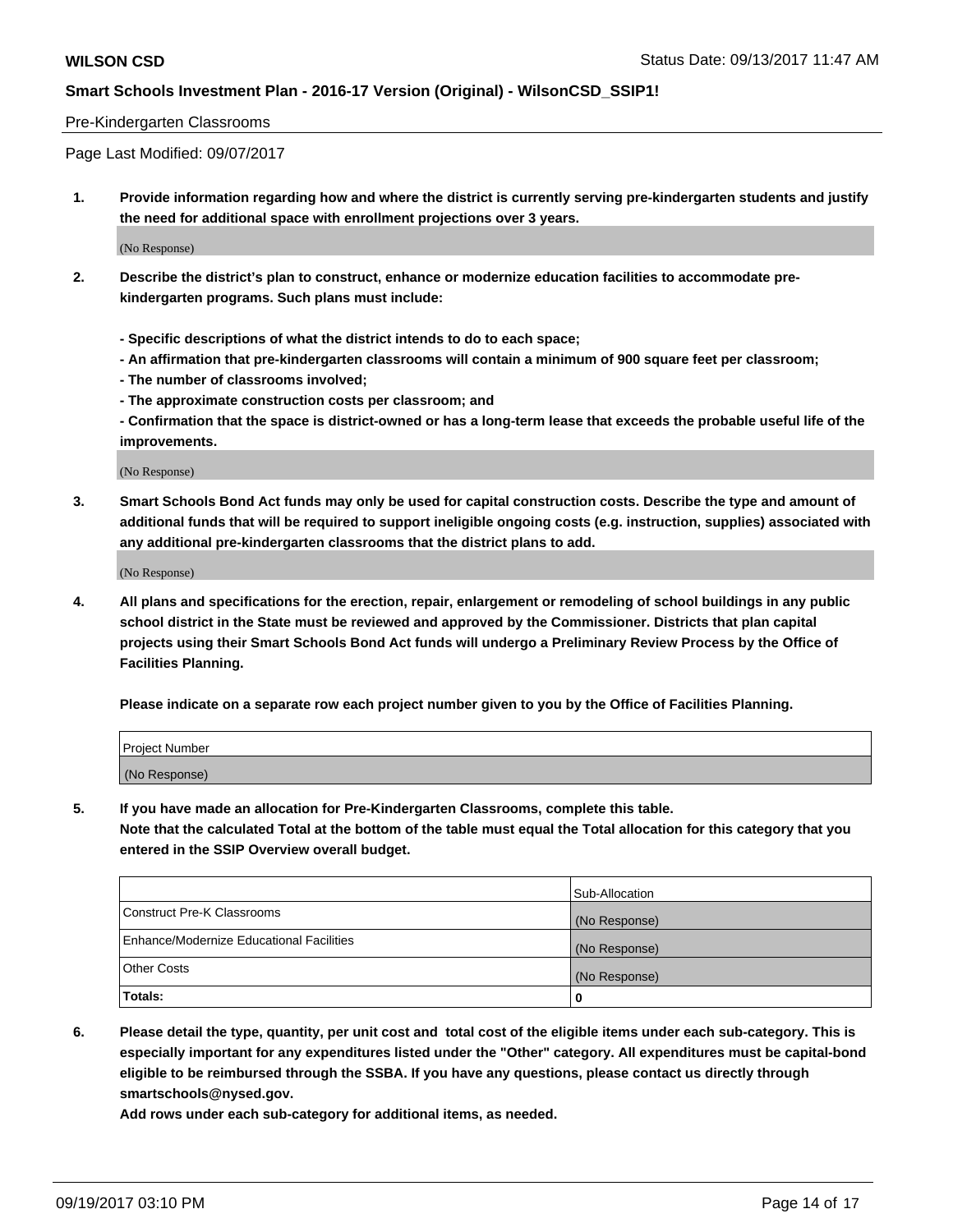Pre-Kindergarten Classrooms

Page Last Modified: 09/07/2017

1. **Provide information regarding how and where the district is currently serving pre-kindergarten students and justify the need for additional space with enrollment projections over 3 years.**

   (No Response)

2. **Describe the district's plan to construct, enhance or modernize education facilities to accommodate pre-kindergarten programs. Such plans must include:**

   **- Specific descriptions of what the district intends to do to each space;**
   **- An affirmation that pre-kindergarten classrooms will contain a minimum of 900 square feet per classroom;**
   **- The number of classrooms involved;**
   **- The approximate construction costs per classroom; and**
   **- Confirmation that the space is district-owned or has a long-term lease that exceeds the probable useful life of the improvements.**

   (No Response)

3. **Smart Schools Bond Act funds may only be used for capital construction costs. Describe the type and amount of additional funds that will be required to support ineligible ongoing costs (e.g. instruction, supplies) associated with any additional pre-kindergarten classrooms that the district plans to add.**

   (No Response)

4. **All plans and specifications for the erection, repair, enlargement or remodeling of school buildings in any public school district in the State must be reviewed and approved by the Commissioner. Districts that plan capital projects using their Smart Schools Bond Act funds will undergo a Preliminary Review Process by the Office of Facilities Planning.**

   **Please indicate on a separate row each project number given to you by the Office of Facilities Planning.**

| Project Number |
| --- |
| (No Response) |

5. **If you have made an allocation for Pre-Kindergarten Classrooms, complete this table.**
   **Note that the calculated Total at the bottom of the table must equal the Total allocation for this category that you entered in the SSIP Overview overall budget.**

| | Sub-Allocation |
| --- | --- |
| Construct Pre-K Classrooms | (No Response) |
| Enhance/Modernize Educational Facilities | (No Response) |
| Other Costs | (No Response) |
| **Totals:** | **0** |

6. **Please detail the type, quantity, per unit cost and total cost of the eligible items under each sub-category. This is especially important for any expenditures listed under the "Other" category. All expenditures must be capital-bond eligible to be reimbursed through the SSBA. If you have any questions, please contact us directly through smartschools@nysed.gov.**

   **Add rows under each sub-category for additional items, as needed.**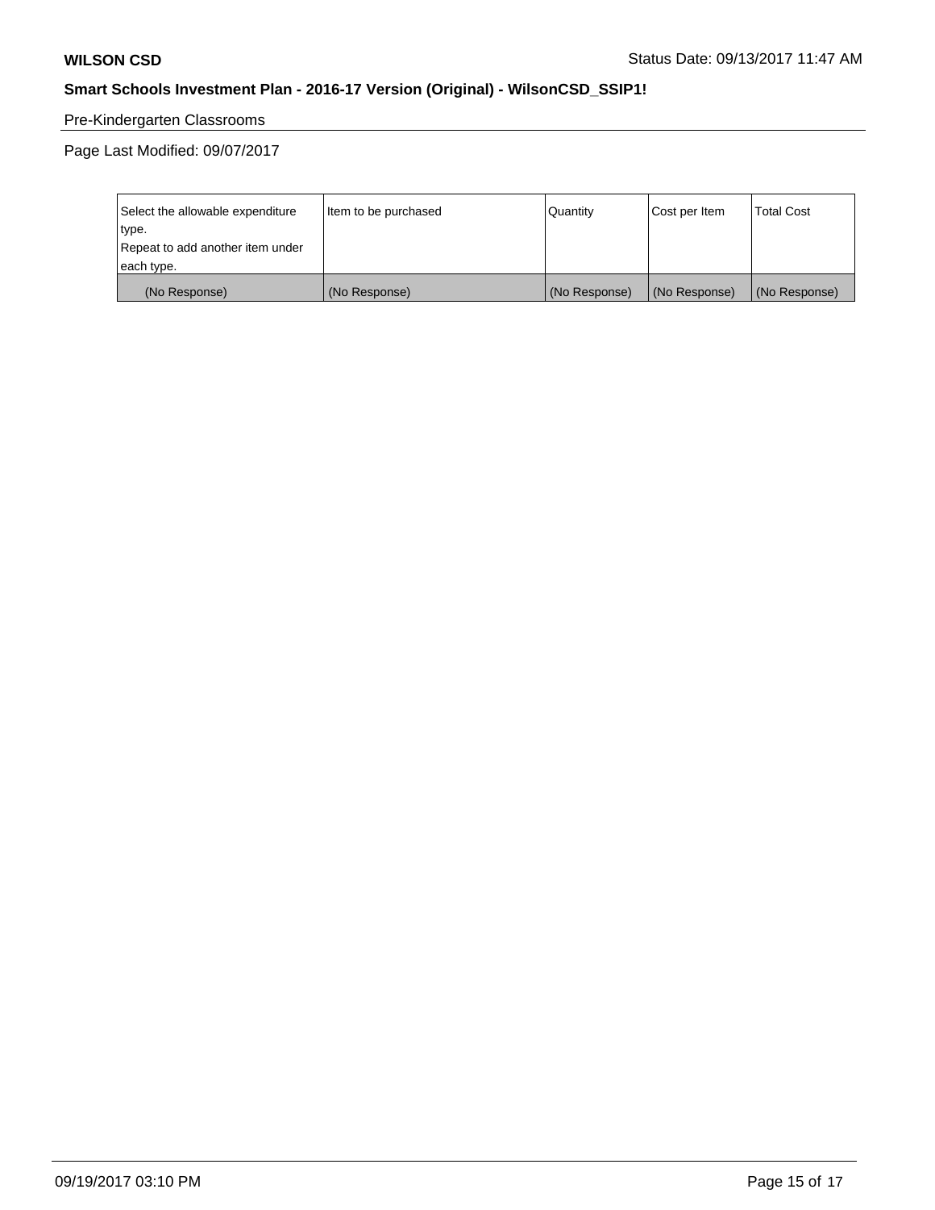Pre-Kindergarten Classrooms

Page Last Modified: 09/07/2017

| Select the allowable expenditure type.<br>Repeat to add another item under each type. | Item to be purchased | Quantity | Cost per Item | Total Cost |
|---|---|---|---|---|
| (No Response) | (No Response) | (No Response) | (No Response) | (No Response) |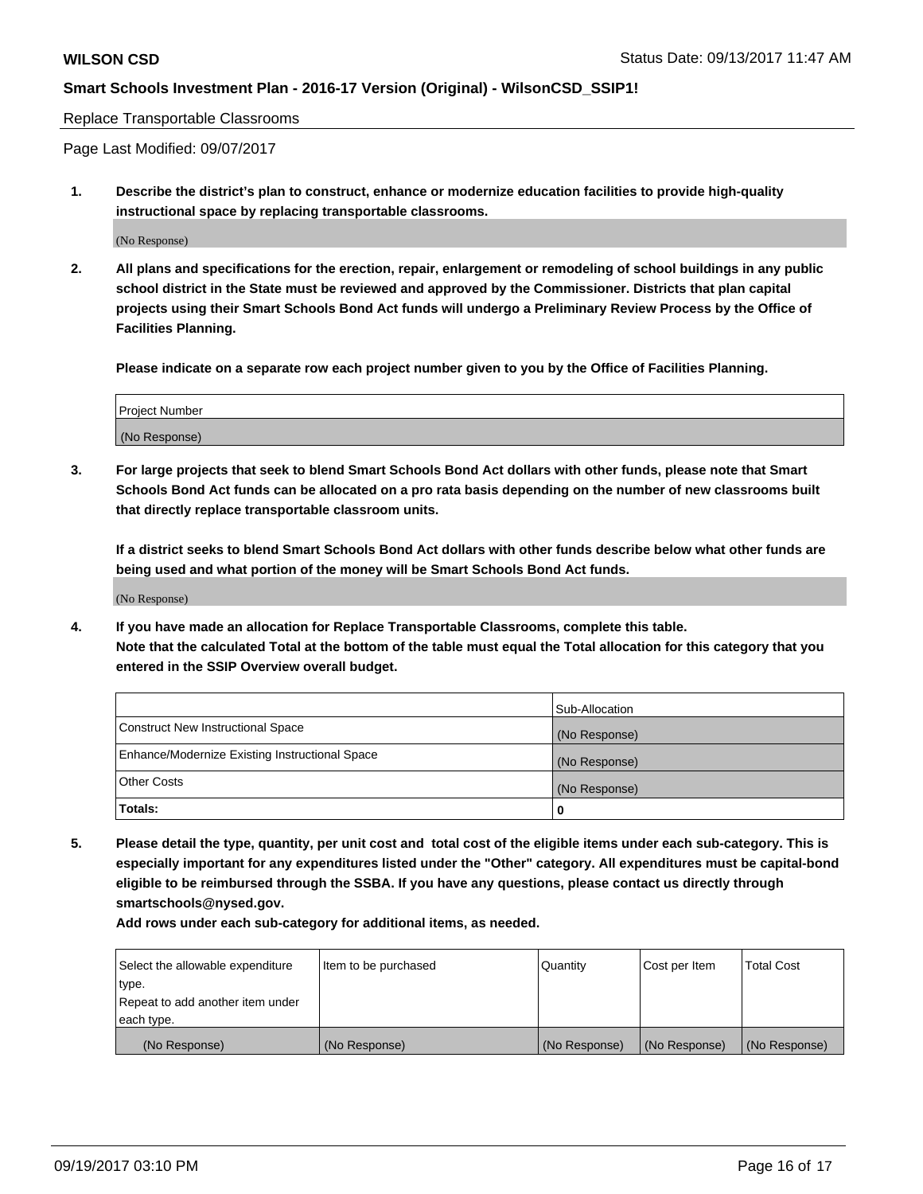Replace Transportable Classrooms

Page Last Modified: 09/07/2017

**1. Describe the district's plan to construct, enhance or modernize education facilities to provide high-quality instructional space by replacing transportable classrooms.**

(No Response)

**2. All plans and specifications for the erection, repair, enlargement or remodeling of school buildings in any public school district in the State must be reviewed and approved by the Commissioner. Districts that plan capital projects using their Smart Schools Bond Act funds will undergo a Preliminary Review Process by the Office of Facilities Planning.**

**Please indicate on a separate row each project number given to you by the Office of Facilities Planning.**

| Project Number |
|---|
| (No Response) |

**3. For large projects that seek to blend Smart Schools Bond Act dollars with other funds, please note that Smart Schools Bond Act funds can be allocated on a pro rata basis depending on the number of new classrooms built that directly replace transportable classroom units.**

**If a district seeks to blend Smart Schools Bond Act dollars with other funds describe below what other funds are being used and what portion of the money will be Smart Schools Bond Act funds.**

(No Response)

**4. If you have made an allocation for Replace Transportable Classrooms, complete this table. Note that the calculated Total at the bottom of the table must equal the Total allocation for this category that you entered in the SSIP Overview overall budget.**

| | Sub-Allocation |
|---|---|
| Construct New Instructional Space | (No Response) |
| Enhance/Modernize Existing Instructional Space | (No Response) |
| Other Costs | (No Response) |
| **Totals:** | **0** |

**5. Please detail the type, quantity, per unit cost and total cost of the eligible items under each sub-category. This is especially important for any expenditures listed under the "Other" category. All expenditures must be capital-bond eligible to be reimbursed through the SSBA. If you have any questions, please contact us directly through smartschools@nysed.gov.**

**Add rows under each sub-category for additional items, as needed.**

| Select the allowable expenditure type. Repeat to add another item under each type. | Item to be purchased | Quantity | Cost per Item | Total Cost |
|---|---|---|---|---|
| (No Response) | (No Response) | (No Response) | (No Response) | (No Response) |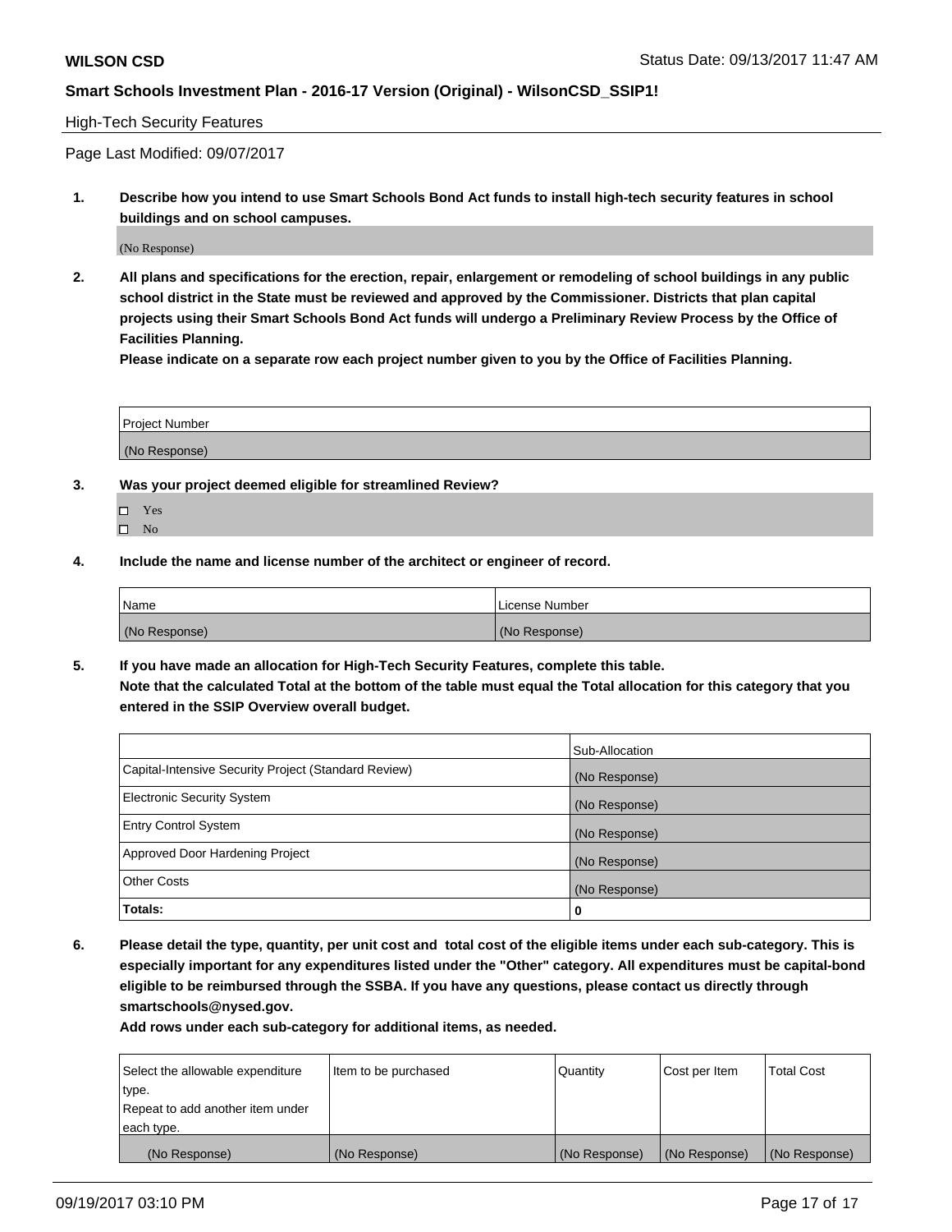**WILSON CSD**

**Smart Schools Investment Plan - 2016-17 Version (Original) - WilsonCSD_SSIP1!**

High-Tech Security Features

Page Last Modified: 09/07/2017

1. **Describe how you intend to use Smart Schools Bond Act funds to install high-tech security features in school buildings and on school campuses.**

   (No Response)

2. **All plans and specifications for the erection, repair, enlargement or remodeling of school buildings in any public school district in the State must be reviewed and approved by the Commissioner. Districts that plan capital projects using their Smart Schools Bond Act funds will undergo a Preliminary Review Process by the Office of Facilities Planning.**
   **Please indicate on a separate row each project number given to you by the Office of Facilities Planning.**

| Project Number |
| --- |
| (No Response) |

3. **Was your project deemed eligible for streamlined Review?**

   - ☐ Yes
   - ☐ No

4. **Include the name and license number of the architect or engineer of record.**

| Name | License Number |
| --- | --- |
| (No Response) | (No Response) |

5. **If you have made an allocation for High-Tech Security Features, complete this table.**
   **Note that the calculated Total at the bottom of the table must equal the Total allocation for this category that you entered in the SSIP Overview overall budget.**

| | Sub-Allocation |
| --- | --- |
| Capital-Intensive Security Project (Standard Review) | (No Response) |
| Electronic Security System | (No Response) |
| Entry Control System | (No Response) |
| Approved Door Hardening Project | (No Response) |
| Other Costs | (No Response) |
| **Totals:** | **0** |

6. **Please detail the type, quantity, per unit cost and total cost of the eligible items under each sub-category. This is especially important for any expenditures listed under the "Other" category. All expenditures must be capital-bond eligible to be reimbursed through the SSBA. If you have any questions, please contact us directly through smartschools@nysed.gov.**
   **Add rows under each sub-category for additional items, as needed.**

| Select the allowable expenditure type. Repeat to add another item under each type. | Item to be purchased | Quantity | Cost per Item | Total Cost |
| --- | --- | --- | --- | --- |
| (No Response) | (No Response) | (No Response) | (No Response) | (No Response) |